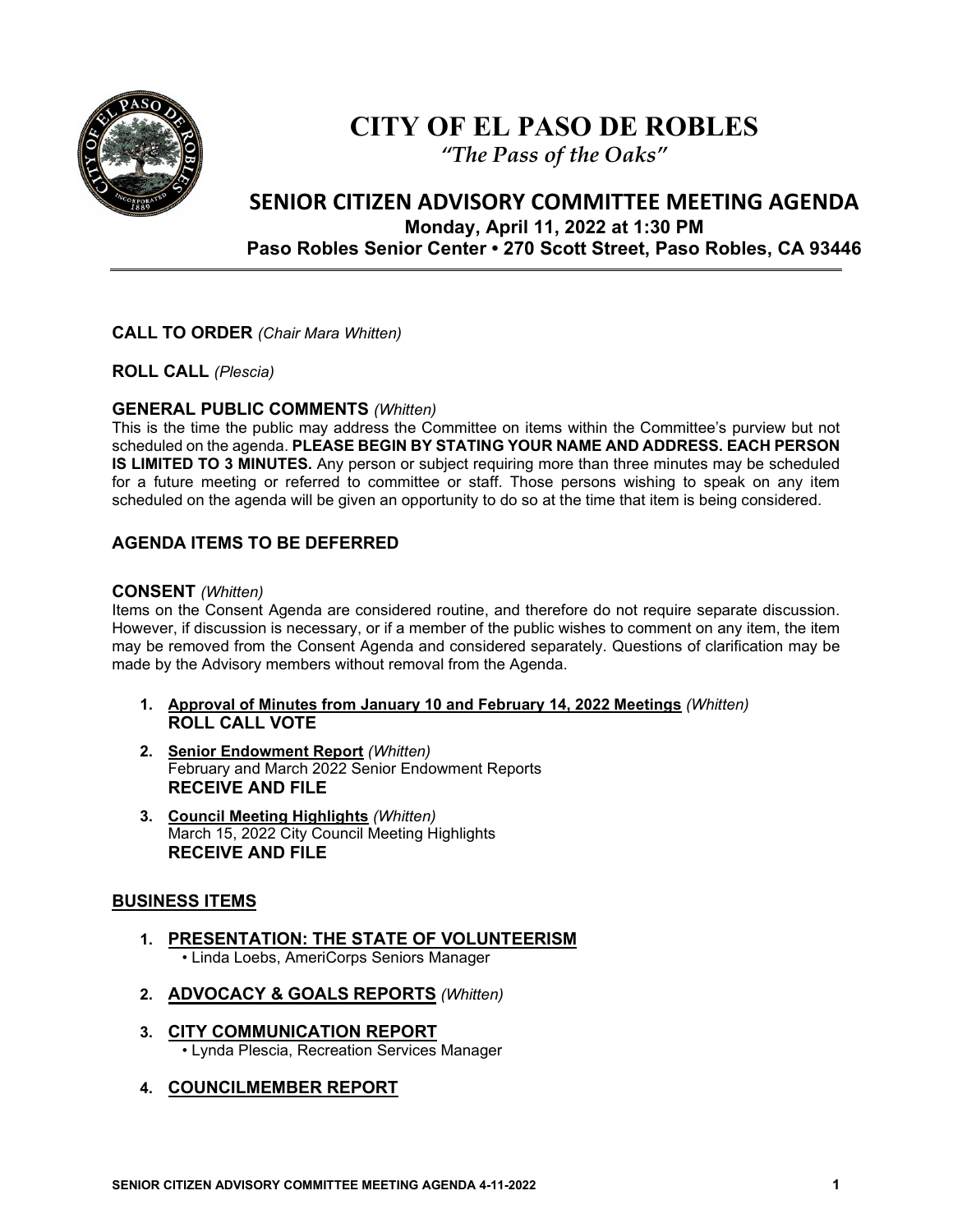# CITY OF EL PASO DE ROBLES

*"The Pass of the Oaks"*

## SENIOR CITIZEN ADVISORY COMMITTEE MEETING AGENDA

**Monday, April 11, 2022 at 1:30 PM**

**Paso Robles Senior Center • 270 Scott Street, Paso Robles, CA 93446**

---

**CALL TO ORDER** *(Chair Mara Whitten)*

**ROLL CALL** *(Plescia)*

**GENERAL PUBLIC COMMENTS** *(Whitten)*

This is the time the public may address the Committee on items within the Committee's purview but not scheduled on the agenda. **PLEASE BEGIN BY STATING YOUR NAME AND ADDRESS. EACH PERSON IS LIMITED TO 3 MINUTES.** Any person or subject requiring more than three minutes may be scheduled for a future meeting or referred to committee or staff. Those persons wishing to speak on any item scheduled on the agenda will be given an opportunity to do so at the time that item is being considered.

**AGENDA ITEMS TO BE DEFERRED**

**CONSENT** *(Whitten)*

Items on the Consent Agenda are considered routine, and therefore do not require separate discussion. However, if discussion is necessary, or if a member of the public wishes to comment on any item, the item may be removed from the Consent Agenda and considered separately. Questions of clarification may be made by the Advisory members without removal from the Agenda.

1. **Approval of Minutes from January 10 and February 14, 2022 Meetings** *(Whitten)*
   **ROLL CALL VOTE**
2. **Senior Endowment Report** *(Whitten)*
   February and March 2022 Senior Endowment Reports
   **RECEIVE AND FILE**
3. **Council Meeting Highlights** *(Whitten)*
   March 15, 2022 City Council Meeting Highlights
   **RECEIVE AND FILE**

**BUSINESS ITEMS**

1. **PRESENTATION: THE STATE OF VOLUNTEERISM**
   • Linda Loebs, AmeriCorps Seniors Manager
2. **ADVOCACY & GOALS REPORTS** *(Whitten)*
3. **CITY COMMUNICATION REPORT**
   • Lynda Plescia, Recreation Services Manager
4. **COUNCILMEMBER REPORT**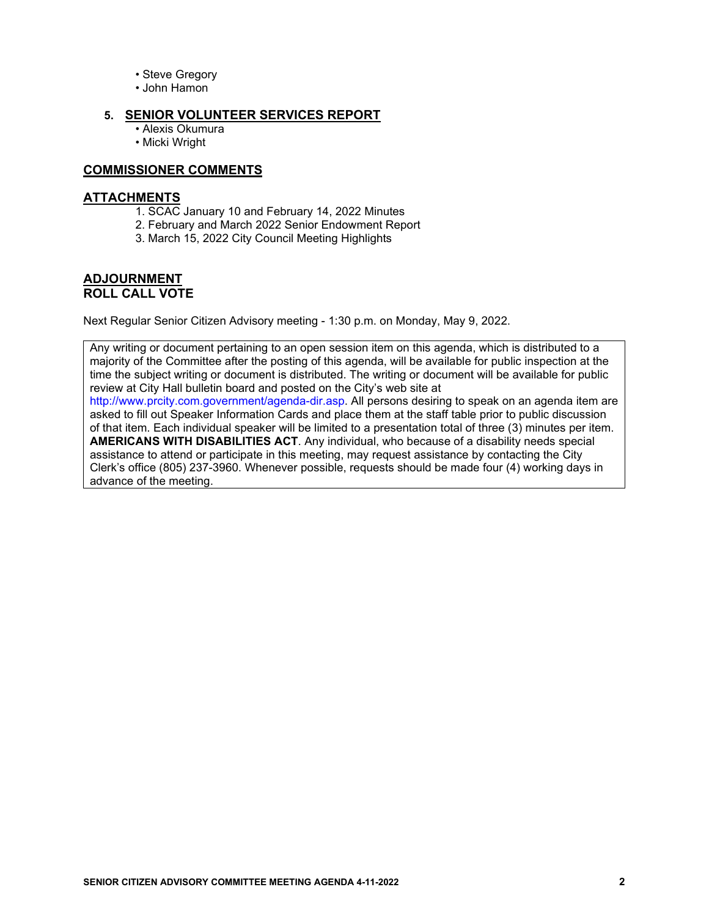- Steve Gregory
- John Hamon

5. **SENIOR VOLUNTEER SERVICES REPORT**
   - Alexis Okumura
   - Micki Wright

## COMMISSIONER COMMENTS

## ATTACHMENTS

1. SCAC January 10 and February 14, 2022 Minutes
2. February and March 2022 Senior Endowment Report
3. March 15, 2022 City Council Meeting Highlights

## ADJOURNMENT
## ROLL CALL VOTE

Next Regular Senior Citizen Advisory meeting - 1:30 p.m. on Monday, May 9, 2022.

Any writing or document pertaining to an open session item on this agenda, which is distributed to a majority of the Committee after the posting of this agenda, will be available for public inspection at the time the subject writing or document is distributed. The writing or document will be available for public review at City Hall bulletin board and posted on the City's web site at http://www.prcity.com.government/agenda-dir.asp. All persons desiring to speak on an agenda item are asked to fill out Speaker Information Cards and place them at the staff table prior to public discussion of that item. Each individual speaker will be limited to a presentation total of three (3) minutes per item. **AMERICANS WITH DISABILITIES ACT**. Any individual, who because of a disability needs special assistance to attend or participate in this meeting, may request assistance by contacting the City Clerk's office (805) 237-3960. Whenever possible, requests should be made four (4) working days in advance of the meeting.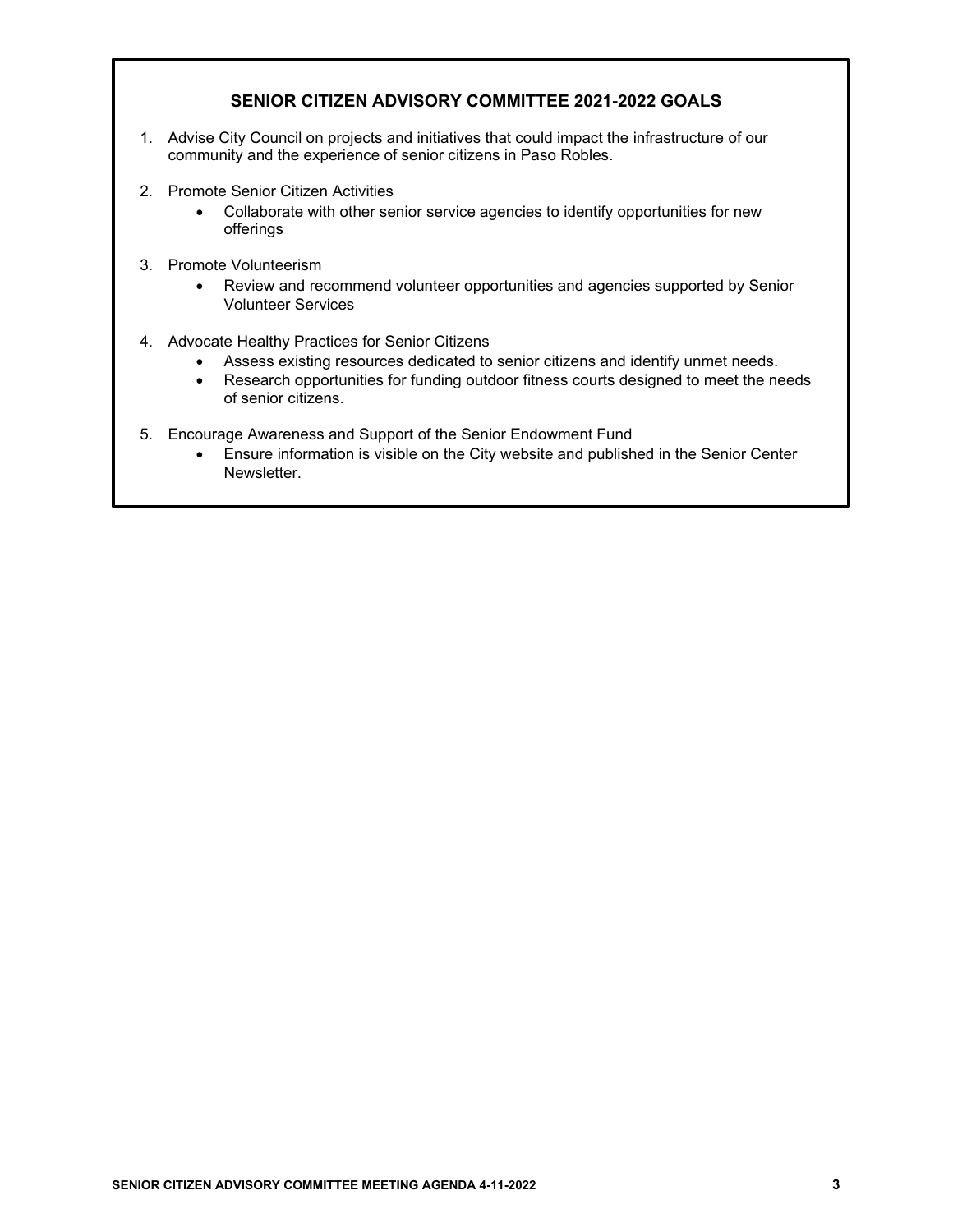## SENIOR CITIZEN ADVISORY COMMITTEE 2021-2022 GOALS

1. Advise City Council on projects and initiatives that could impact the infrastructure of our community and the experience of senior citizens in Paso Robles.

2. Promote Senior Citizen Activities
   - Collaborate with other senior service agencies to identify opportunities for new offerings

3. Promote Volunteerism
   - Review and recommend volunteer opportunities and agencies supported by Senior Volunteer Services

4. Advocate Healthy Practices for Senior Citizens
   - Assess existing resources dedicated to senior citizens and identify unmet needs.
   - Research opportunities for funding outdoor fitness courts designed to meet the needs of senior citizens.

5. Encourage Awareness and Support of the Senior Endowment Fund
   - Ensure information is visible on the City website and published in the Senior Center Newsletter.